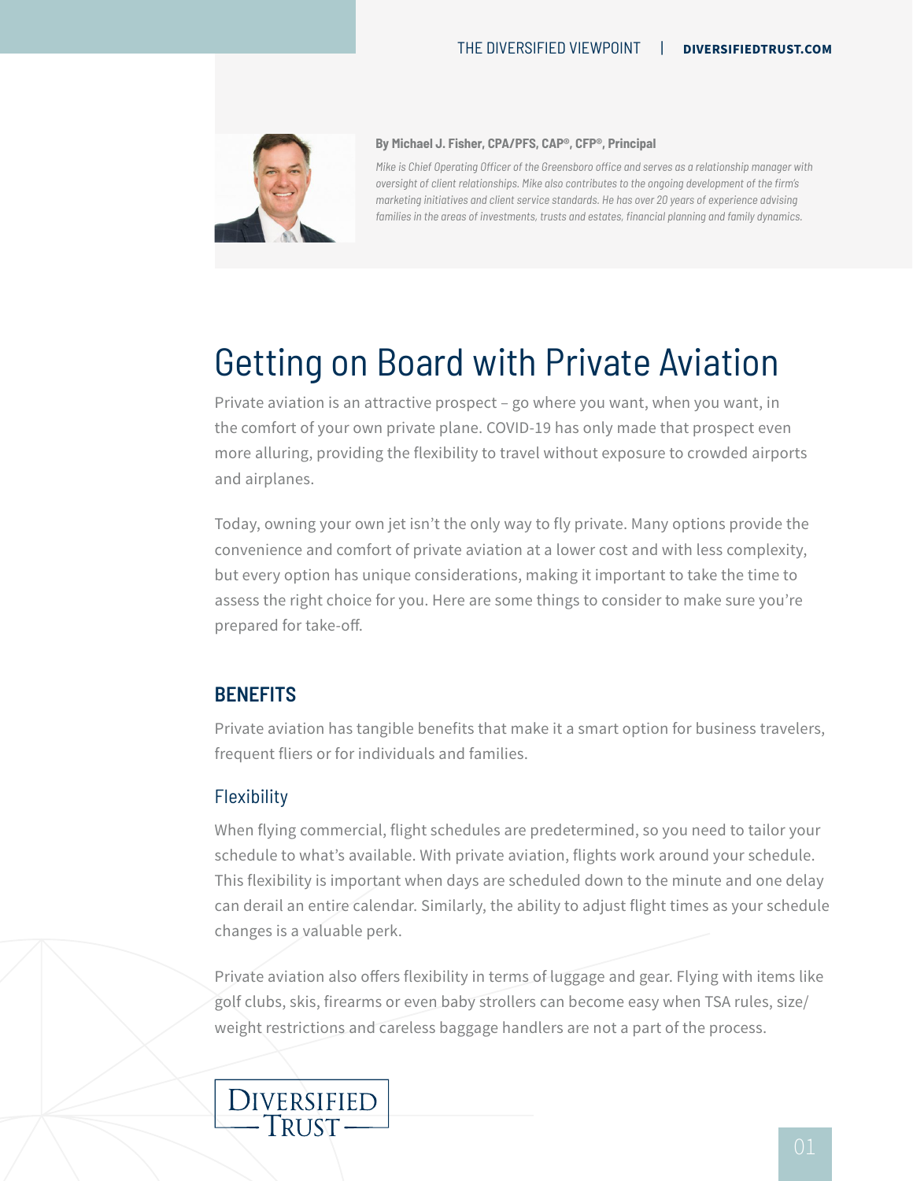**By Michael J. Fisher, CPA/PFS, CAP®, CFP®, Principal**

*Mike is Chief Operating Officer of the Greensboro office and serves as a relationship manager with oversight of client relationships. Mike also contributes to the ongoing development of the firm's marketing initiatives and client service standards. He has over 20 years of experience advising families in the areas of investments, trusts and estates, financial planning and family dynamics.*

# Getting on Board with Private Aviation

Private aviation is an attractive prospect – go where you want, when you want, in the comfort of your own private plane. COVID-19 has only made that prospect even more alluring, providing the flexibility to travel without exposure to crowded airports and airplanes.

Today, owning your own jet isn't the only way to fly private. Many options provide the convenience and comfort of private aviation at a lower cost and with less complexity, but every option has unique considerations, making it important to take the time to assess the right choice for you. Here are some things to consider to make sure you're prepared for take-off.

## BENEFITS

Private aviation has tangible benefits that make it a smart option for business travelers, frequent fliers or for individuals and families.

### Flexibility

When flying commercial, flight schedules are predetermined, so you need to tailor your schedule to what's available. With private aviation, flights work around your schedule. This flexibility is important when days are scheduled down to the minute and one delay can derail an entire calendar. Similarly, the ability to adjust flight times as your schedule changes is a valuable perk.

Private aviation also offers flexibility in terms of luggage and gear. Flying with items like golf clubs, skis, firearms or even baby strollers can become easy when TSA rules, size/weight restrictions and careless baggage handlers are not a part of the process.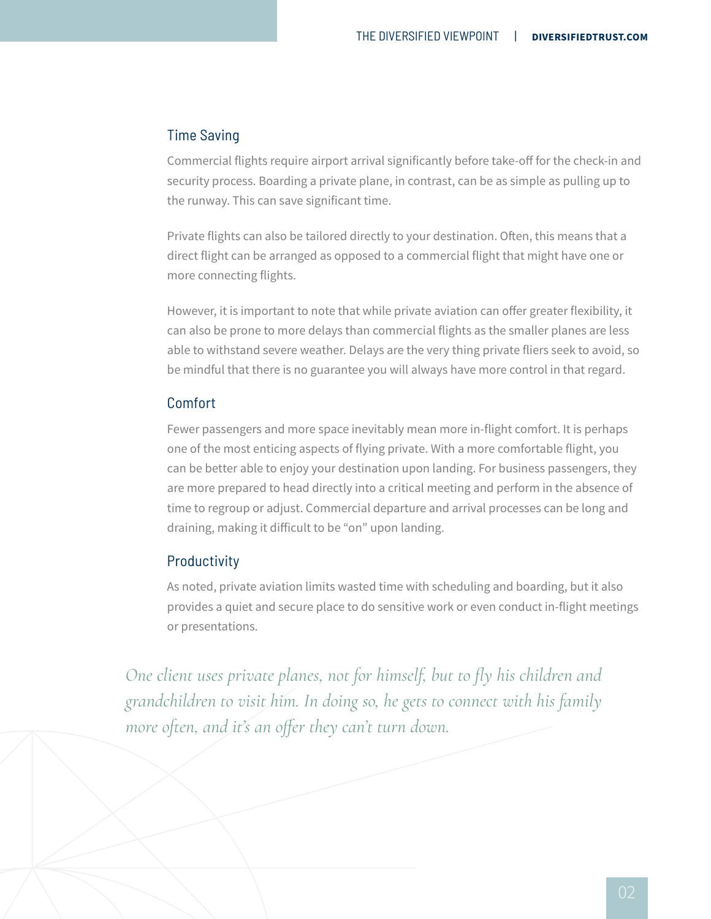### Time Saving

Commercial flights require airport arrival significantly before take-off for the check-in and security process. Boarding a private plane, in contrast, can be as simple as pulling up to the runway. This can save significant time.

Private flights can also be tailored directly to your destination. Often, this means that a direct flight can be arranged as opposed to a commercial flight that might have one or more connecting flights.

However, it is important to note that while private aviation can offer greater flexibility, it can also be prone to more delays than commercial flights as the smaller planes are less able to withstand severe weather. Delays are the very thing private fliers seek to avoid, so be mindful that there is no guarantee you will always have more control in that regard.

### Comfort

Fewer passengers and more space inevitably mean more in-flight comfort. It is perhaps one of the most enticing aspects of flying private. With a more comfortable flight, you can be better able to enjoy your destination upon landing. For business passengers, they are more prepared to head directly into a critical meeting and perform in the absence of time to regroup or adjust. Commercial departure and arrival processes can be long and draining, making it difficult to be "on" upon landing.

### Productivity

As noted, private aviation limits wasted time with scheduling and boarding, but it also provides a quiet and secure place to do sensitive work or even conduct in-flight meetings or presentations.

*One client uses private planes, not for himself, but to fly his children and grandchildren to visit him. In doing so, he gets to connect with his family more often, and it's an offer they can't turn down.*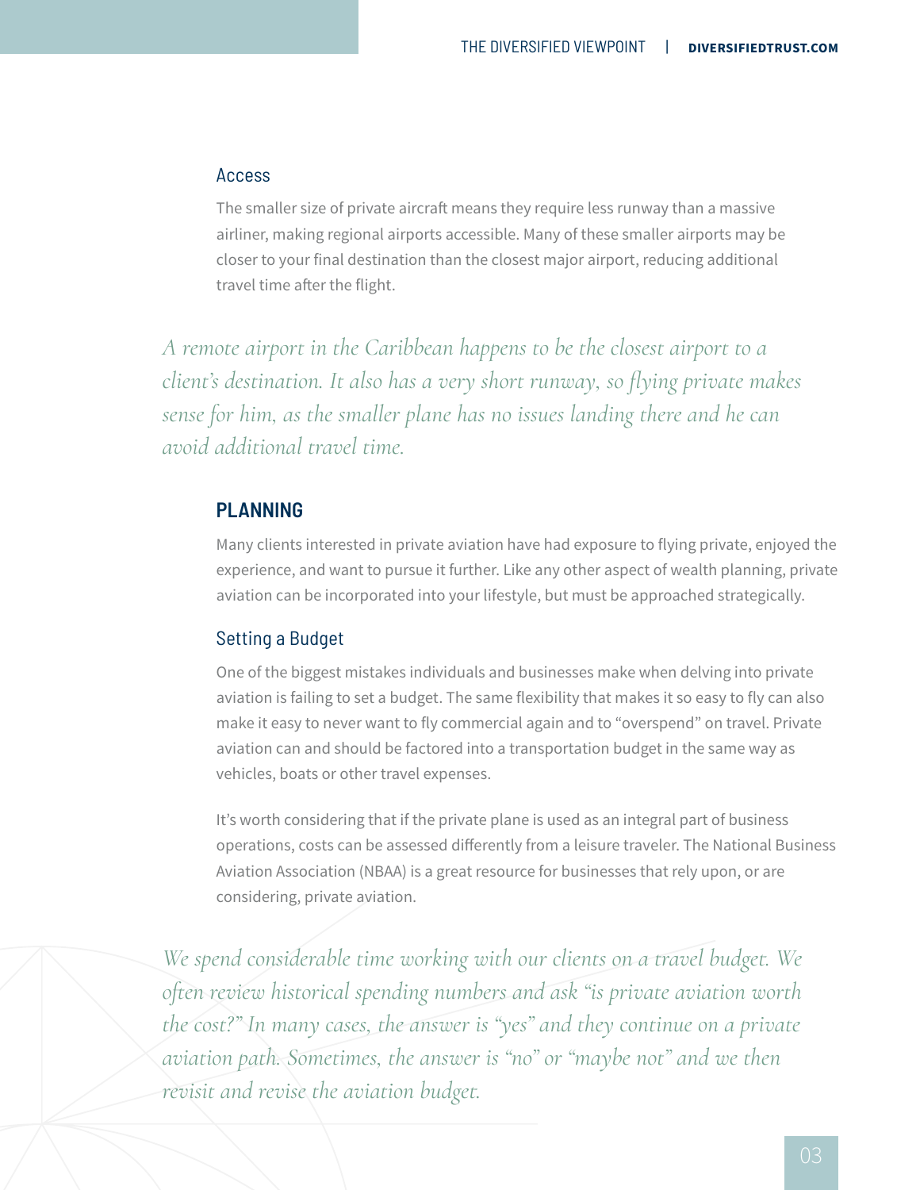### Access

The smaller size of private aircraft means they require less runway than a massive airliner, making regional airports accessible. Many of these smaller airports may be closer to your final destination than the closest major airport, reducing additional travel time after the flight.

*A remote airport in the Caribbean happens to be the closest airport to a client's destination. It also has a very short runway, so flying private makes sense for him, as the smaller plane has no issues landing there and he can avoid additional travel time.*

## PLANNING

Many clients interested in private aviation have had exposure to flying private, enjoyed the experience, and want to pursue it further. Like any other aspect of wealth planning, private aviation can be incorporated into your lifestyle, but must be approached strategically.

### Setting a Budget

One of the biggest mistakes individuals and businesses make when delving into private aviation is failing to set a budget. The same flexibility that makes it so easy to fly can also make it easy to never want to fly commercial again and to "overspend" on travel. Private aviation can and should be factored into a transportation budget in the same way as vehicles, boats or other travel expenses.

It's worth considering that if the private plane is used as an integral part of business operations, costs can be assessed differently from a leisure traveler. The National Business Aviation Association (NBAA) is a great resource for businesses that rely upon, or are considering, private aviation.

*We spend considerable time working with our clients on a travel budget. We often review historical spending numbers and ask "is private aviation worth the cost?" In many cases, the answer is "yes" and they continue on a private aviation path. Sometimes, the answer is "no" or "maybe not" and we then revisit and revise the aviation budget.*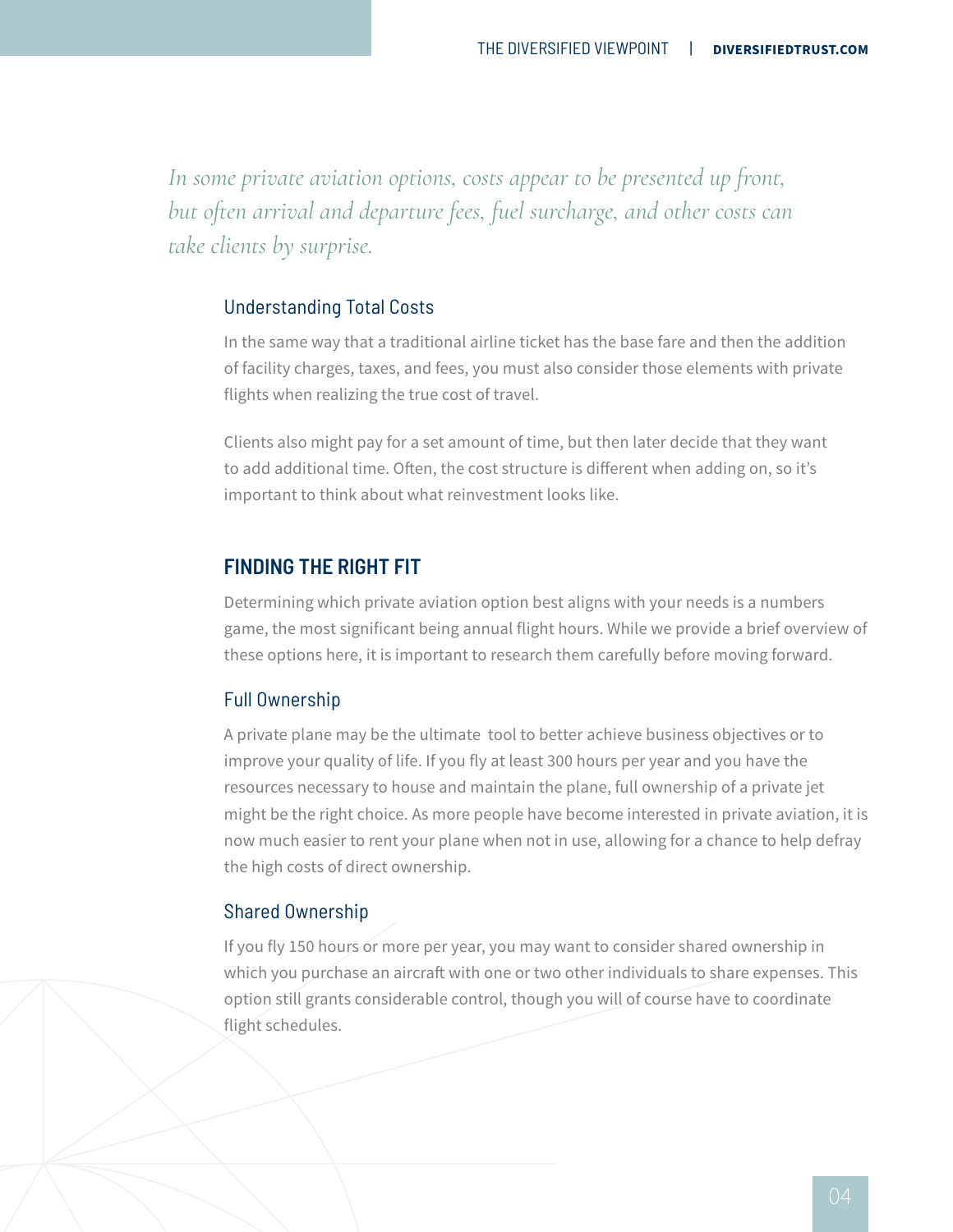*In some private aviation options, costs appear to be presented up front, but often arrival and departure fees, fuel surcharge, and other costs can take clients by surprise.*

### Understanding Total Costs

In the same way that a traditional airline ticket has the base fare and then the addition of facility charges, taxes, and fees, you must also consider those elements with private flights when realizing the true cost of travel.

Clients also might pay for a set amount of time, but then later decide that they want to add additional time. Often, the cost structure is different when adding on, so it's important to think about what reinvestment looks like.

## FINDING THE RIGHT FIT

Determining which private aviation option best aligns with your needs is a numbers game, the most significant being annual flight hours. While we provide a brief overview of these options here, it is important to research them carefully before moving forward.

### Full Ownership

A private plane may be the ultimate tool to better achieve business objectives or to improve your quality of life. If you fly at least 300 hours per year and you have the resources necessary to house and maintain the plane, full ownership of a private jet might be the right choice. As more people have become interested in private aviation, it is now much easier to rent your plane when not in use, allowing for a chance to help defray the high costs of direct ownership.

### Shared Ownership

If you fly 150 hours or more per year, you may want to consider shared ownership in which you purchase an aircraft with one or two other individuals to share expenses. This option still grants considerable control, though you will of course have to coordinate flight schedules.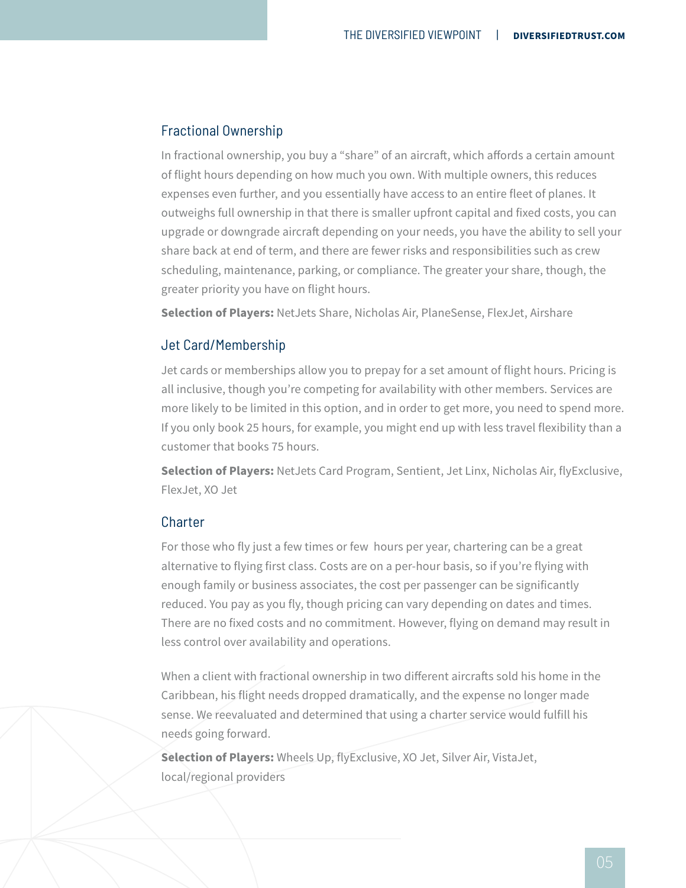## Fractional Ownership

In fractional ownership, you buy a "share" of an aircraft, which affords a certain amount of flight hours depending on how much you own. With multiple owners, this reduces expenses even further, and you essentially have access to an entire fleet of planes. It outweighs full ownership in that there is smaller upfront capital and fixed costs, you can upgrade or downgrade aircraft depending on your needs, you have the ability to sell your share back at end of term, and there are fewer risks and responsibilities such as crew scheduling, maintenance, parking, or compliance. The greater your share, though, the greater priority you have on flight hours.

**Selection of Players:** NetJets Share, Nicholas Air, PlaneSense, FlexJet, Airshare

## Jet Card/Membership

Jet cards or memberships allow you to prepay for a set amount of flight hours. Pricing is all inclusive, though you're competing for availability with other members. Services are more likely to be limited in this option, and in order to get more, you need to spend more. If you only book 25 hours, for example, you might end up with less travel flexibility than a customer that books 75 hours.

**Selection of Players:** NetJets Card Program, Sentient, Jet Linx, Nicholas Air, flyExclusive, FlexJet, XO Jet

## Charter

For those who fly just a few times or few hours per year, chartering can be a great alternative to flying first class. Costs are on a per-hour basis, so if you're flying with enough family or business associates, the cost per passenger can be significantly reduced. You pay as you fly, though pricing can vary depending on dates and times. There are no fixed costs and no commitment. However, flying on demand may result in less control over availability and operations.

When a client with fractional ownership in two different aircrafts sold his home in the Caribbean, his flight needs dropped dramatically, and the expense no longer made sense. We reevaluated and determined that using a charter service would fulfill his needs going forward.

**Selection of Players:** Wheels Up, flyExclusive, XO Jet, Silver Air, VistaJet, local/regional providers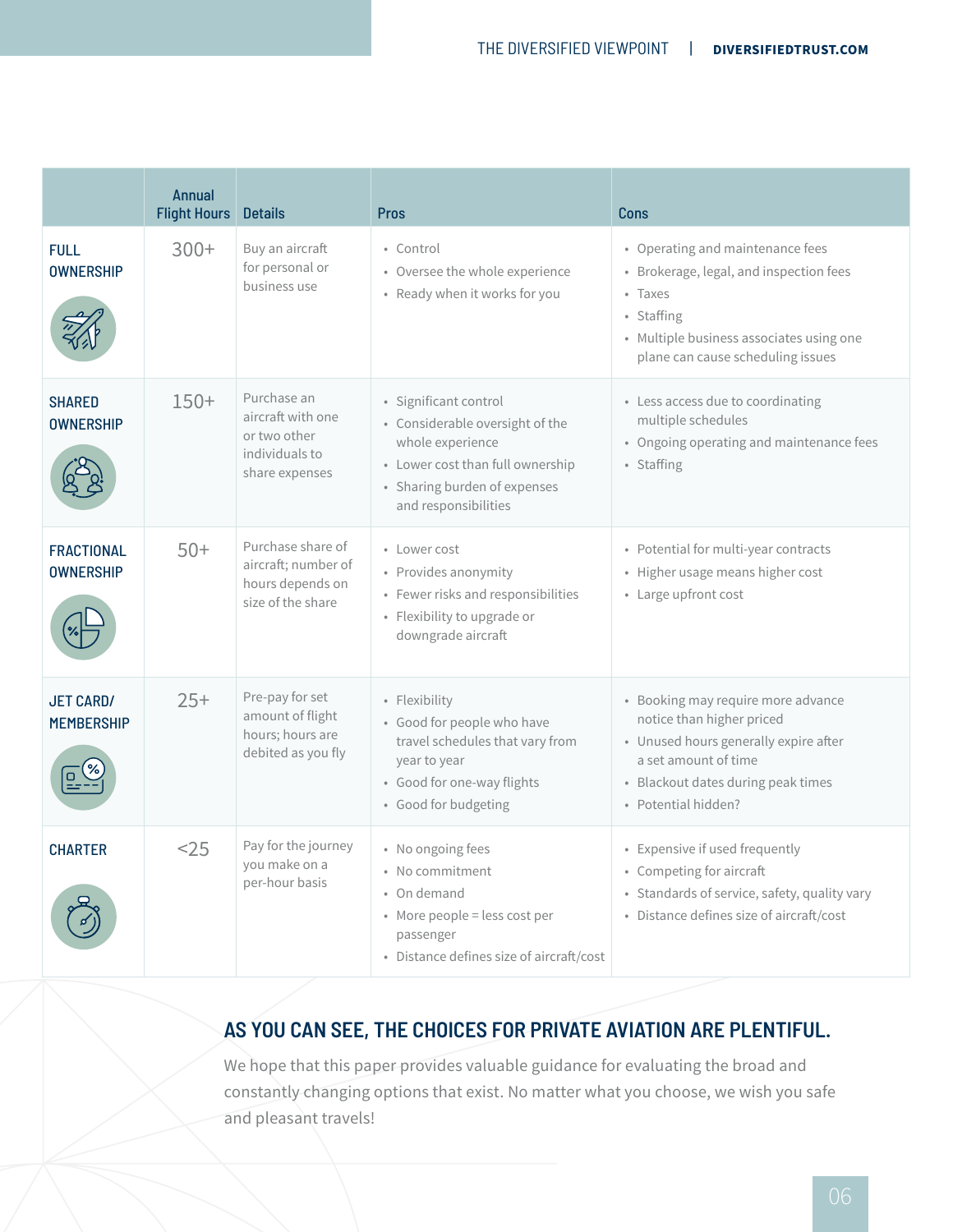| | Annual Flight Hours | Details | Pros | Cons |
|---|---|---|---|---|
| FULL OWNERSHIP | 300+ | Buy an aircraft for personal or business use | • Control<br>• Oversee the whole experience<br>• Ready when it works for you | • Operating and maintenance fees<br>• Brokerage, legal, and inspection fees<br>• Taxes<br>• Staffing<br>• Multiple business associates using one plane can cause scheduling issues |
| SHARED OWNERSHIP | 150+ | Purchase an aircraft with one or two other individuals to share expenses | • Significant control<br>• Considerable oversight of the whole experience<br>• Lower cost than full ownership<br>• Sharing burden of expenses and responsibilities | • Less access due to coordinating multiple schedules<br>• Ongoing operating and maintenance fees<br>• Staffing |
| FRACTIONAL OWNERSHIP | 50+ | Purchase share of aircraft; number of hours depends on size of the share | • Lower cost<br>• Provides anonymity<br>• Fewer risks and responsibilities<br>• Flexibility to upgrade or downgrade aircraft | • Potential for multi-year contracts<br>• Higher usage means higher cost<br>• Large upfront cost |
| JET CARD/ MEMBERSHIP | 25+ | Pre-pay for set amount of flight hours; hours are debited as you fly | • Flexibility<br>• Good for people who have travel schedules that vary from year to year<br>• Good for one-way flights<br>• Good for budgeting | • Booking may require more advance notice than higher priced<br>• Unused hours generally expire after a set amount of time<br>• Blackout dates during peak times<br>• Potential hidden? |
| CHARTER | <25 | Pay for the journey you make on a per-hour basis | • No ongoing fees<br>• No commitment<br>• On demand<br>• More people = less cost per passenger<br>• Distance defines size of aircraft/cost | • Expensive if used frequently<br>• Competing for aircraft<br>• Standards of service, safety, quality vary<br>• Distance defines size of aircraft/cost |

## AS YOU CAN SEE, THE CHOICES FOR PRIVATE AVIATION ARE PLENTIFUL.

We hope that this paper provides valuable guidance for evaluating the broad and constantly changing options that exist. No matter what you choose, we wish you safe and pleasant travels!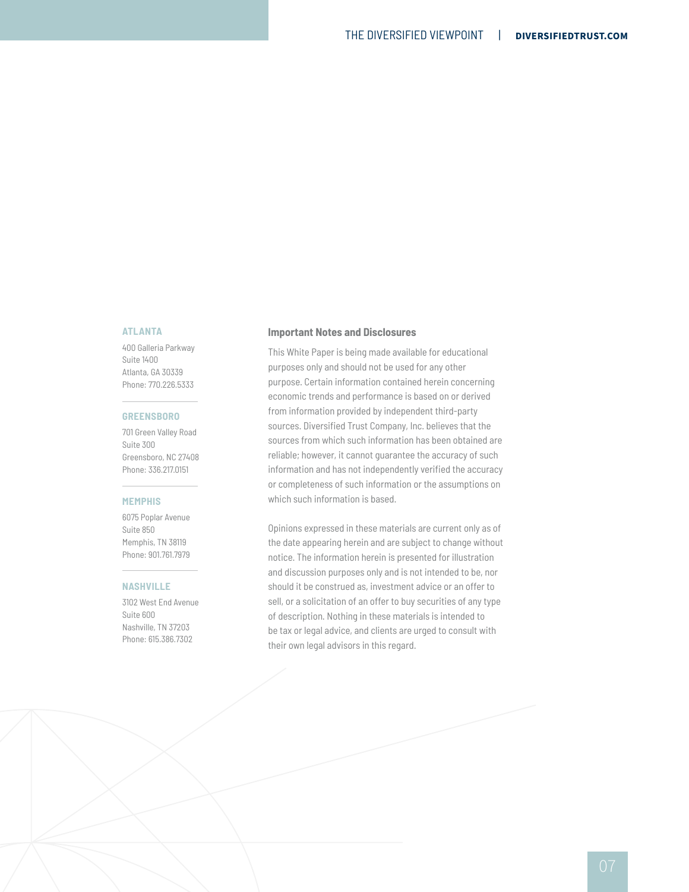### ATLANTA

400 Galleria Parkway
Suite 1400
Atlanta, GA 30339
Phone: 770.226.5333

### GREENSBORO

701 Green Valley Road
Suite 300
Greensboro, NC 27408
Phone: 336.217.0151

### MEMPHIS

6075 Poplar Avenue
Suite 850
Memphis, TN 38119
Phone: 901.761.7979

### NASHVILLE

3102 West End Avenue
Suite 600
Nashville, TN 37203
Phone: 615.386.7302

### Important Notes and Disclosures

This White Paper is being made available for educational purposes only and should not be used for any other purpose. Certain information contained herein concerning economic trends and performance is based on or derived from information provided by independent third-party sources. Diversified Trust Company, Inc. believes that the sources from which such information has been obtained are reliable; however, it cannot guarantee the accuracy of such information and has not independently verified the accuracy or completeness of such information or the assumptions on which such information is based.

Opinions expressed in these materials are current only as of the date appearing herein and are subject to change without notice. The information herein is presented for illustration and discussion purposes only and is not intended to be, nor should it be construed as, investment advice or an offer to sell, or a solicitation of an offer to buy securities of any type of description. Nothing in these materials is intended to be tax or legal advice, and clients are urged to consult with their own legal advisors in this regard.